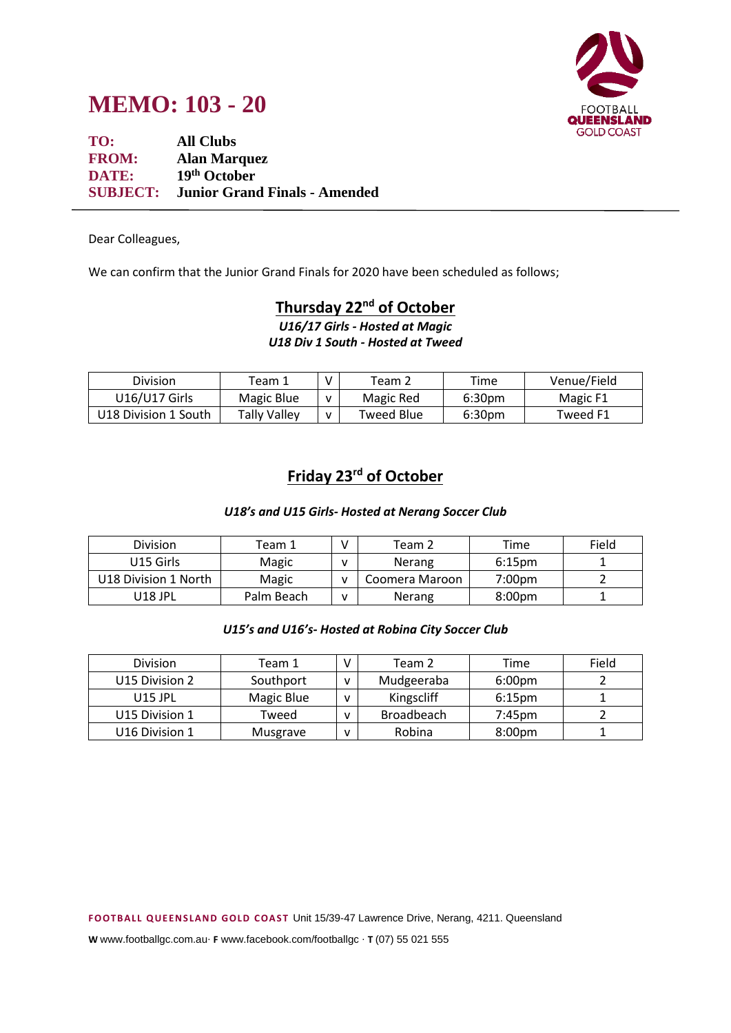# MEMO: 103 - 20

**TO:** All Clubs
**FROM:** Alan Marquez
**DATE:** 19th October
**SUBJECT:** Junior Grand Finals - Amended

---

Dear Colleagues,

We can confirm that the Junior Grand Finals for 2020 have been scheduled as follows;

## Thursday 22nd of October

***U16/17 Girls - Hosted at Magic***
***U18 Div 1 South - Hosted at Tweed***

| Division | Team 1 | V | Team 2 | Time | Venue/Field |
|---|---|---|---|---|---|
| U16/U17 Girls | Magic Blue | v | Magic Red | 6:30pm | Magic F1 |
| U18 Division 1 South | Tally Valley | v | Tweed Blue | 6:30pm | Tweed F1 |

## Friday 23rd of October

***U18's and U15 Girls- Hosted at Nerang Soccer Club***

| Division | Team 1 | V | Team 2 | Time | Field |
|---|---|---|---|---|---|
| U15 Girls | Magic | v | Nerang | 6:15pm | 1 |
| U18 Division 1 North | Magic | v | Coomera Maroon | 7:00pm | 2 |
| U18 JPL | Palm Beach | v | Nerang | 8:00pm | 1 |

***U15's and U16's- Hosted at Robina City Soccer Club***

| Division | Team 1 | V | Team 2 | Time | Field |
|---|---|---|---|---|---|
| U15 Division 2 | Southport | v | Mudgeeraba | 6:00pm | 2 |
| U15 JPL | Magic Blue | v | Kingscliff | 6:15pm | 1 |
| U15 Division 1 | Tweed | v | Broadbeach | 7:45pm | 2 |
| U16 Division 1 | Musgrave | v | Robina | 8:00pm | 1 |

**FOOTBALL QUEENSLAND GOLD COAST** Unit 15/39-47 Lawrence Drive, Nerang, 4211. Queensland

**W** www.footballgc.com.au· **F** www.facebook.com/footballgc · **T** (07) 55 021 555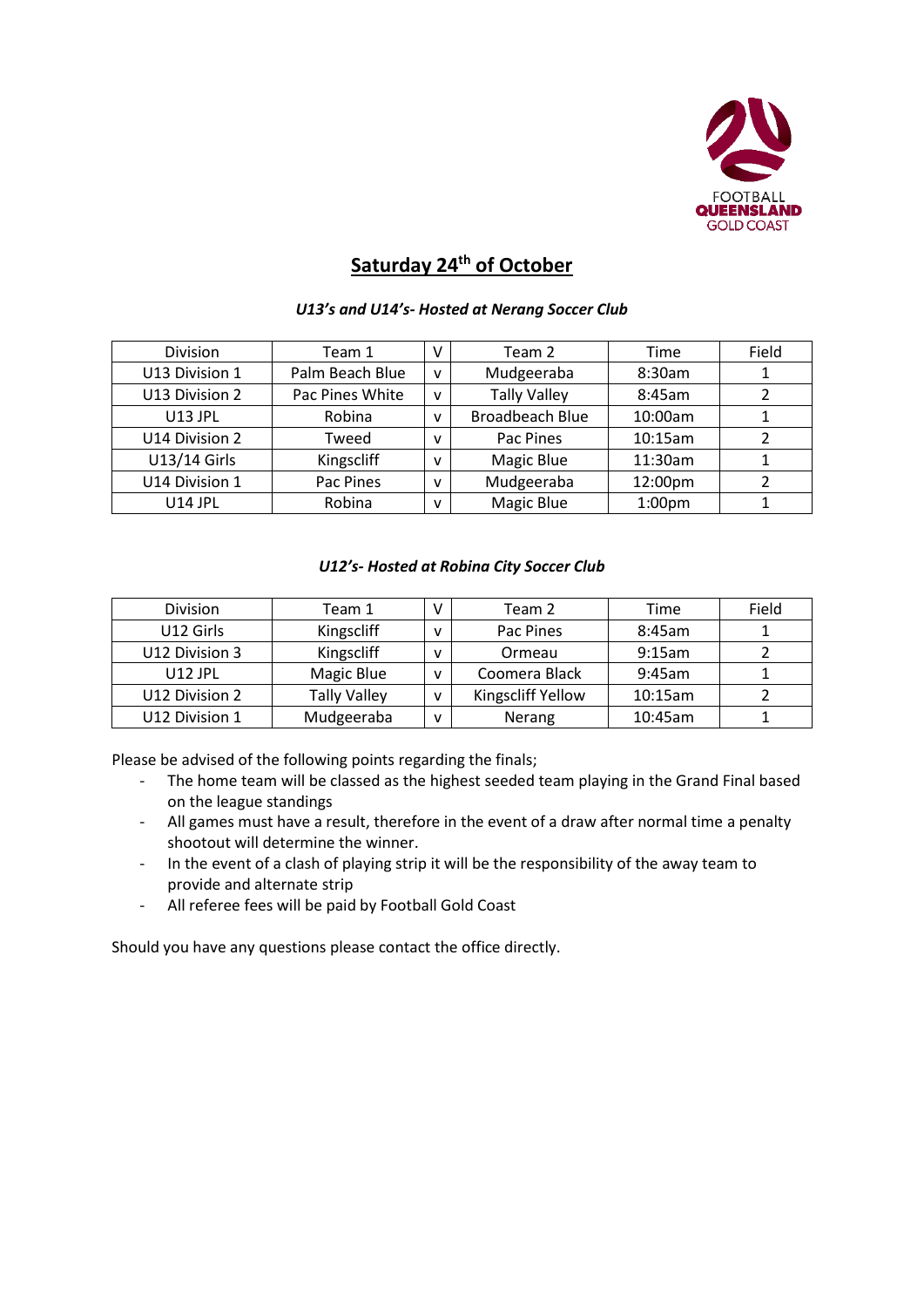## Saturday 24th of October

***U13's and U14's- Hosted at Nerang Soccer Club***

| Division | Team 1 | V | Team 2 | Time | Field |
|---|---|---|---|---|---|
| U13 Division 1 | Palm Beach Blue | v | Mudgeeraba | 8:30am | 1 |
| U13 Division 2 | Pac Pines White | v | Tally Valley | 8:45am | 2 |
| U13 JPL | Robina | v | Broadbeach Blue | 10:00am | 1 |
| U14 Division 2 | Tweed | v | Pac Pines | 10:15am | 2 |
| U13/14 Girls | Kingscliff | v | Magic Blue | 11:30am | 1 |
| U14 Division 1 | Pac Pines | v | Mudgeeraba | 12:00pm | 2 |
| U14 JPL | Robina | v | Magic Blue | 1:00pm | 1 |

***U12's- Hosted at Robina City Soccer Club***

| Division | Team 1 | V | Team 2 | Time | Field |
|---|---|---|---|---|---|
| U12 Girls | Kingscliff | v | Pac Pines | 8:45am | 1 |
| U12 Division 3 | Kingscliff | v | Ormeau | 9:15am | 2 |
| U12 JPL | Magic Blue | v | Coomera Black | 9:45am | 1 |
| U12 Division 2 | Tally Valley | v | Kingscliff Yellow | 10:15am | 2 |
| U12 Division 1 | Mudgeeraba | v | Nerang | 10:45am | 1 |

Please be advised of the following points regarding the finals;

- The home team will be classed as the highest seeded team playing in the Grand Final based on the league standings
- All games must have a result, therefore in the event of a draw after normal time a penalty shootout will determine the winner.
- In the event of a clash of playing strip it will be the responsibility of the away team to provide and alternate strip
- All referee fees will be paid by Football Gold Coast

Should you have any questions please contact the office directly.